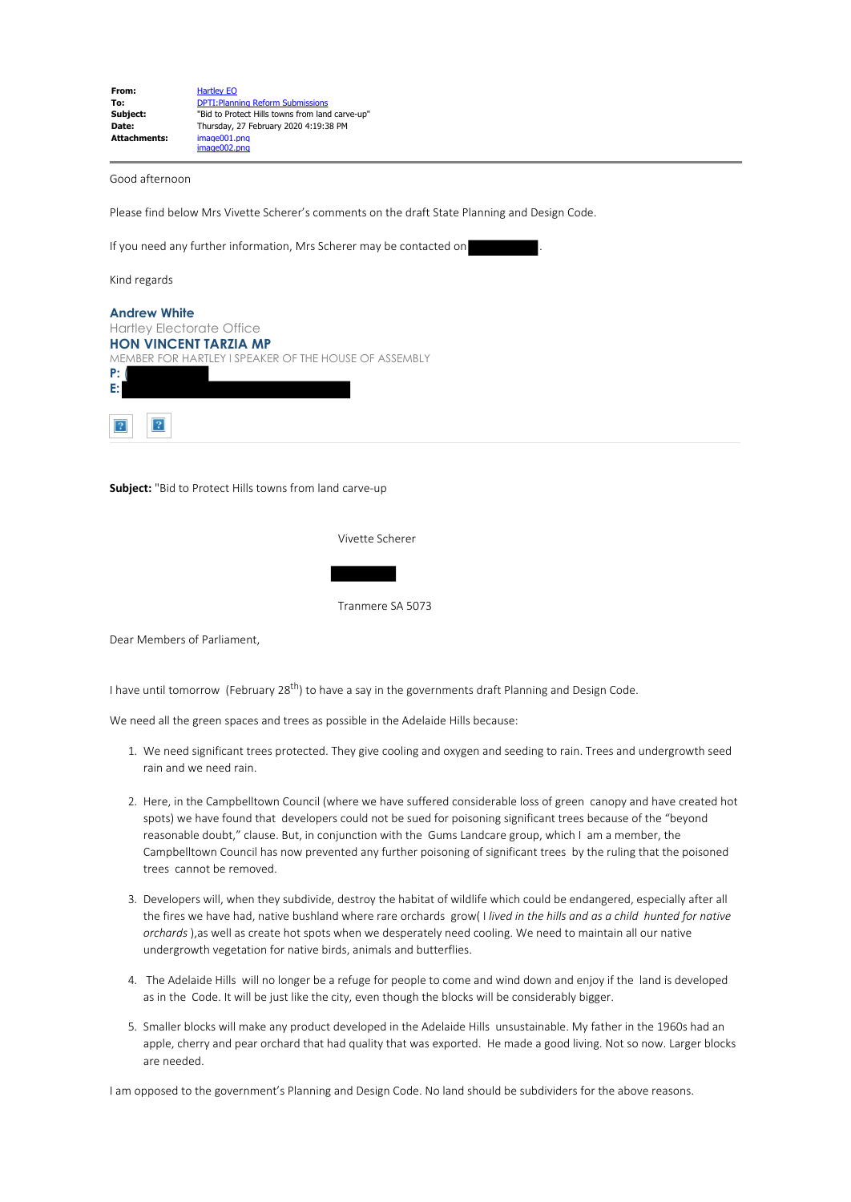| | |
|---|---|
| **From:** | Hartley EO |
| **To:** | DPTI:Planning Reform Submissions |
| **Subject:** | "Bid to Protect Hills towns from land carve-up" |
| **Date:** | Thursday, 27 February 2020 4:19:38 PM |
| **Attachments:** | image001.png<br>image002.png |

Good afternoon

Please find below Mrs Vivette Scherer's comments on the draft State Planning and Design Code.

If you need any further information, Mrs Scherer may be contacted on .

Kind regards

**Andrew White**
Hartley Electorate Office
**HON VINCENT TARZIA MP**
MEMBER FOR HARTLEY I SPEAKER OF THE HOUSE OF ASSEMBLY
**P:** (
**E:**

**Subject:** "Bid to Protect Hills towns from land carve-up

Vivette Scherer

Tranmere SA 5073

Dear Members of Parliament,

I have until tomorrow (February 28th) to have a say in the governments draft Planning and Design Code.

We need all the green spaces and trees as possible in the Adelaide Hills because:

1. We need significant trees protected. They give cooling and oxygen and seeding to rain. Trees and undergrowth seed rain and we need rain.

2. Here, in the Campbelltown Council (where we have suffered considerable loss of green canopy and have created hot spots) we have found that developers could not be sued for poisoning significant trees because of the "beyond reasonable doubt," clause. But, in conjunction with the Gums Landcare group, which I am a member, the Campbelltown Council has now prevented any further poisoning of significant trees by the ruling that the poisoned trees cannot be removed.

3. Developers will, when they subdivide, destroy the habitat of wildlife which could be endangered, especially after all the fires we have had, native bushland where rare orchards grow( I *lived in the hills and as a child hunted for native orchards* ),as well as create hot spots when we desperately need cooling. We need to maintain all our native undergrowth vegetation for native birds, animals and butterflies.

4. The Adelaide Hills will no longer be a refuge for people to come and wind down and enjoy if the land is developed as in the Code. It will be just like the city, even though the blocks will be considerably bigger.

5. Smaller blocks will make any product developed in the Adelaide Hills unsustainable. My father in the 1960s had an apple, cherry and pear orchard that had quality that was exported. He made a good living. Not so now. Larger blocks are needed.

I am opposed to the government's Planning and Design Code. No land should be subdividers for the above reasons.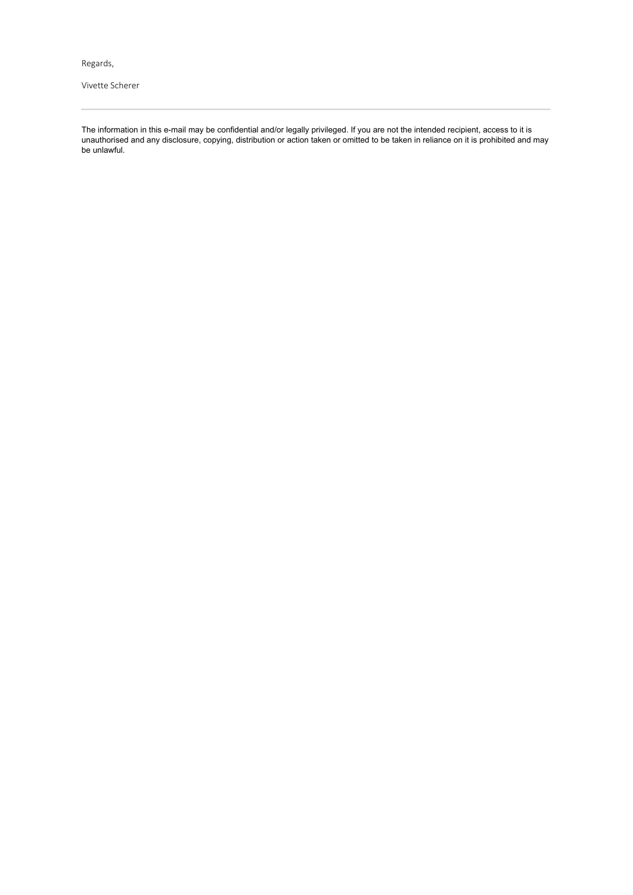Regards,

Vivette Scherer

---

The information in this e-mail may be confidential and/or legally privileged. If you are not the intended recipient, access to it is unauthorised and any disclosure, copying, distribution or action taken or omitted to be taken in reliance on it is prohibited and may be unlawful.